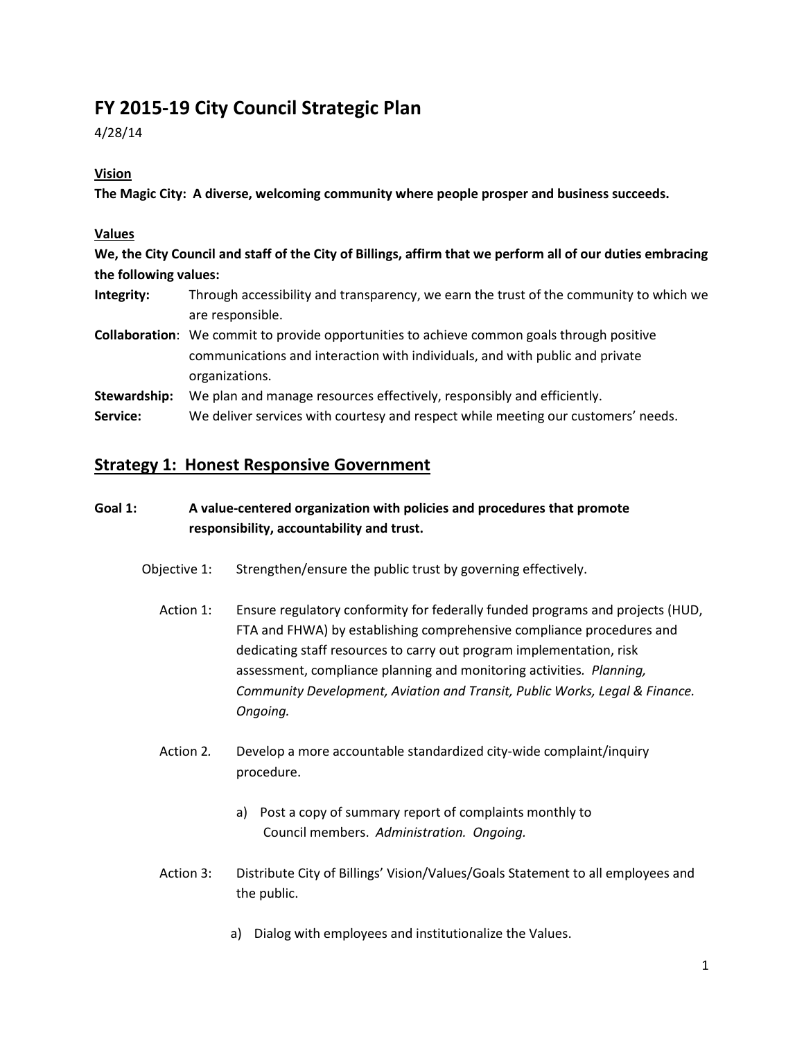# FY 2015-19 City Council Strategic Plan

4/28/14

**Vision**

**The Magic City: A diverse, welcoming community where people prosper and business succeeds.**

**Values**

**We, the City Council and staff of the City of Billings, affirm that we perform all of our duties embracing the following values:**

**Integrity:** Through accessibility and transparency, we earn the trust of the community to which we are responsible.

**Collaboration**: We commit to provide opportunities to achieve common goals through positive communications and interaction with individuals, and with public and private organizations.

**Stewardship:** We plan and manage resources effectively, responsibly and efficiently.

**Service:** We deliver services with courtesy and respect while meeting our customers' needs.

## Strategy 1: Honest Responsive Government

**Goal 1: A value-centered organization with policies and procedures that promote responsibility, accountability and trust.**

Objective 1: Strengthen/ensure the public trust by governing effectively.

Action 1: Ensure regulatory conformity for federally funded programs and projects (HUD, FTA and FHWA) by establishing comprehensive compliance procedures and dedicating staff resources to carry out program implementation, risk assessment, compliance planning and monitoring activities. *Planning, Community Development, Aviation and Transit, Public Works, Legal & Finance. Ongoing.*

Action 2. Develop a more accountable standardized city-wide complaint/inquiry procedure.

a) Post a copy of summary report of complaints monthly to Council members. *Administration. Ongoing.*

Action 3: Distribute City of Billings' Vision/Values/Goals Statement to all employees and the public.

a) Dialog with employees and institutionalize the Values.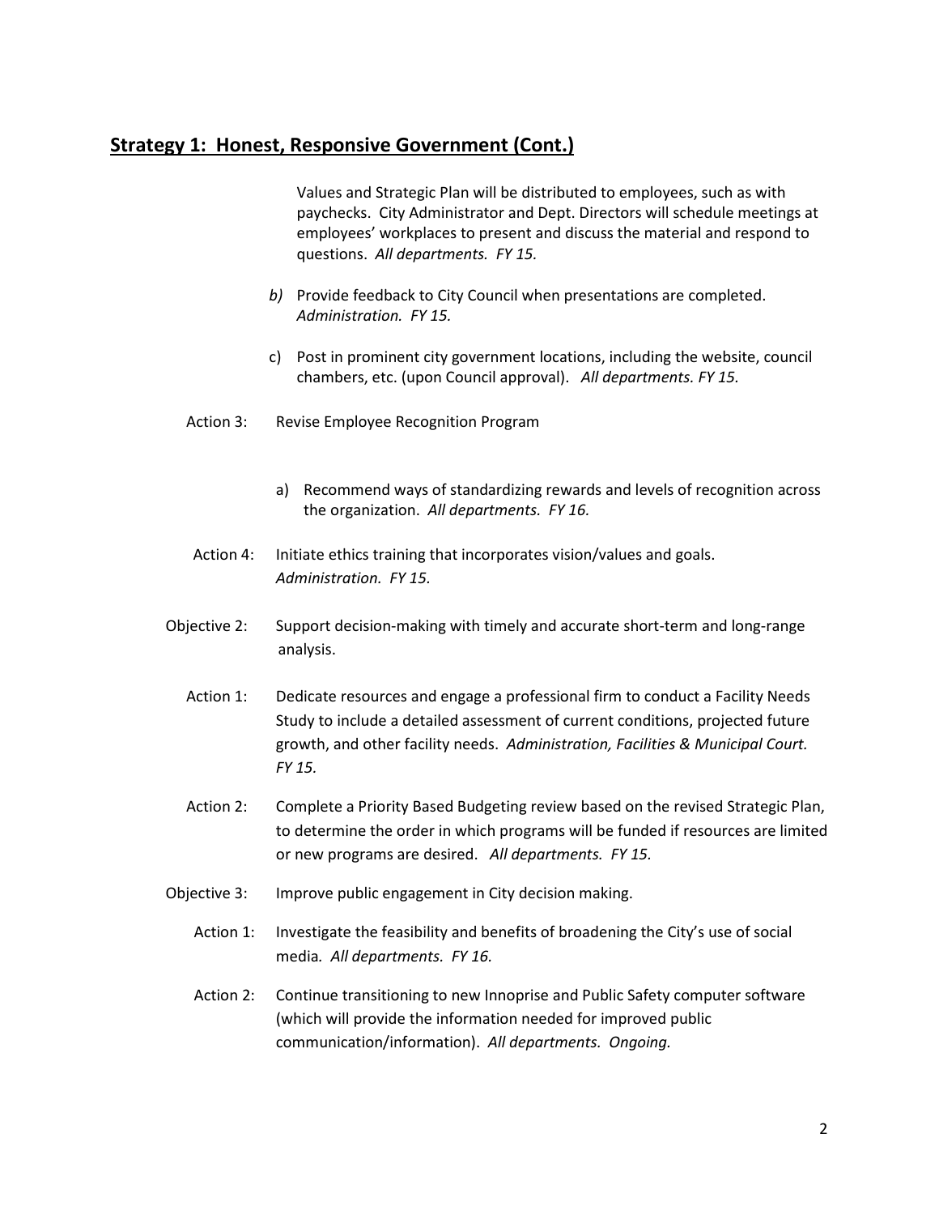## **Strategy 1: Honest, Responsive Government (Cont.)**

Values and Strategic Plan will be distributed to employees, such as with paychecks. City Administrator and Dept. Directors will schedule meetings at employees' workplaces to present and discuss the material and respond to questions. *All departments. FY 15.*

*b)* Provide feedback to City Council when presentations are completed. *Administration. FY 15.*

c) Post in prominent city government locations, including the website, council chambers, etc. (upon Council approval). *All departments. FY 15.*

Action 3: Revise Employee Recognition Program

a) Recommend ways of standardizing rewards and levels of recognition across the organization. *All departments. FY 16.*

Action 4: Initiate ethics training that incorporates vision/values and goals. *Administration. FY 15.*

Objective 2: Support decision-making with timely and accurate short-term and long-range analysis.

Action 1: Dedicate resources and engage a professional firm to conduct a Facility Needs Study to include a detailed assessment of current conditions, projected future growth, and other facility needs. *Administration, Facilities & Municipal Court. FY 15.*

Action 2: Complete a Priority Based Budgeting review based on the revised Strategic Plan, to determine the order in which programs will be funded if resources are limited or new programs are desired. *All departments. FY 15.*

Objective 3: Improve public engagement in City decision making.

Action 1: Investigate the feasibility and benefits of broadening the City's use of social media*. All departments. FY 16.*

Action 2: Continue transitioning to new Innoprise and Public Safety computer software (which will provide the information needed for improved public communication/information). *All departments. Ongoing.*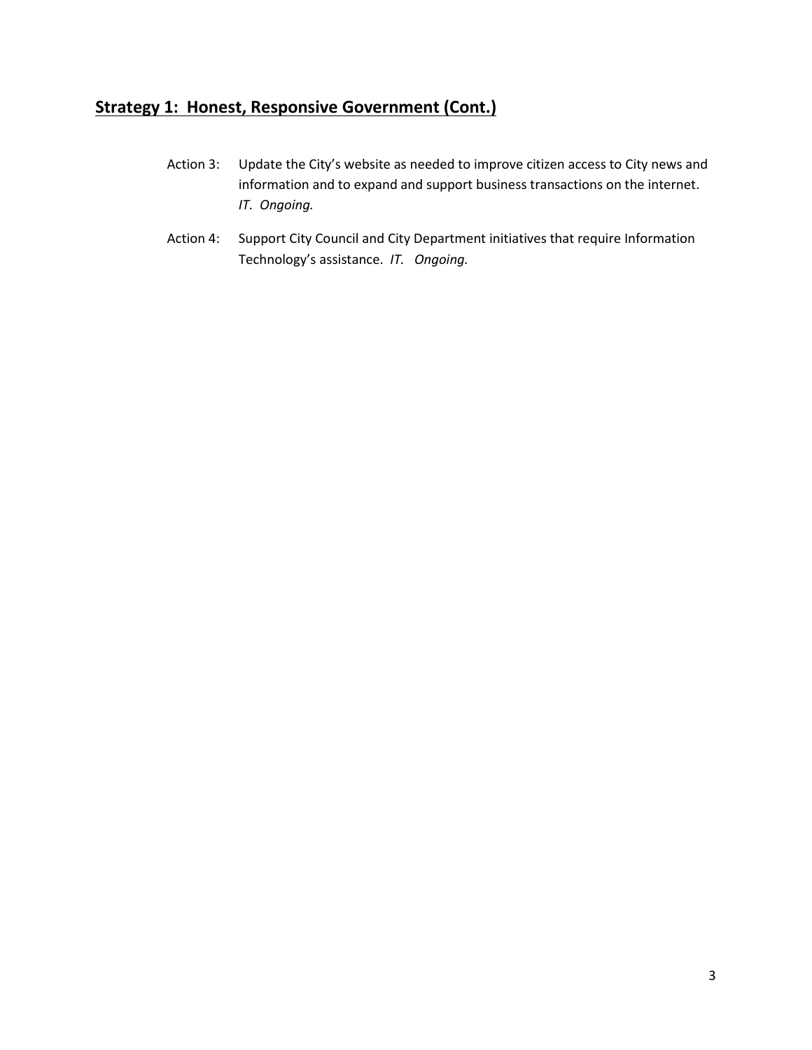## **Strategy 1: Honest, Responsive Government (Cont.)**

Action 3: Update the City's website as needed to improve citizen access to City news and information and to expand and support business transactions on the internet. *IT. Ongoing.*

Action 4: Support City Council and City Department initiatives that require Information Technology's assistance. *IT. Ongoing.*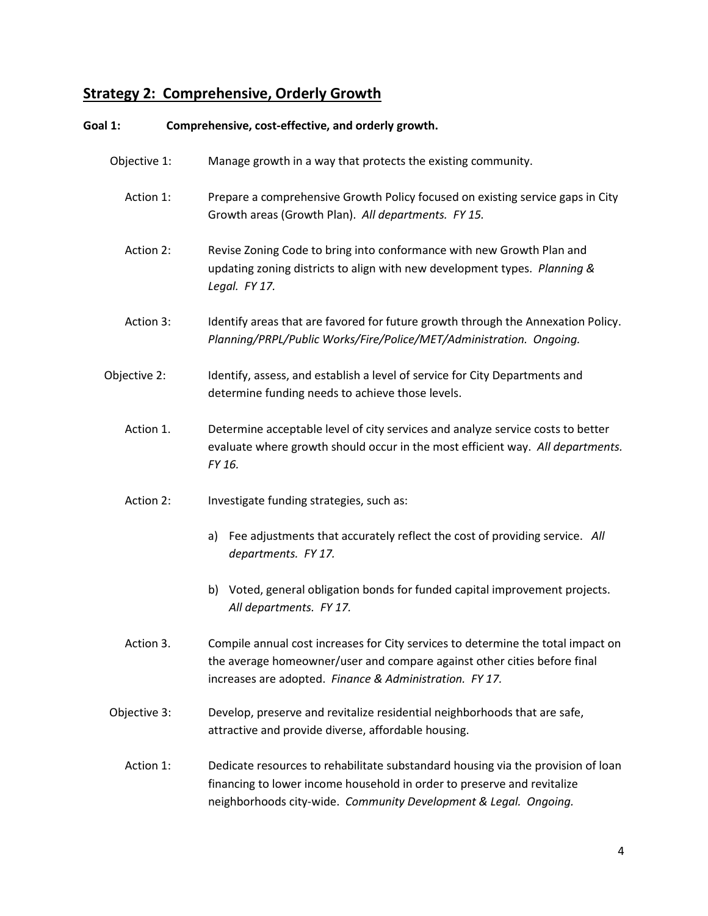## Strategy 2: Comprehensive, Orderly Growth

**Goal 1: Comprehensive, cost-effective, and orderly growth.**

Objective 1: Manage growth in a way that protects the existing community.

Action 1: Prepare a comprehensive Growth Policy focused on existing service gaps in City Growth areas (Growth Plan). *All departments. FY 15.*

Action 2: Revise Zoning Code to bring into conformance with new Growth Plan and updating zoning districts to align with new development types. *Planning & Legal. FY 17.*

Action 3: Identify areas that are favored for future growth through the Annexation Policy. *Planning/PRPL/Public Works/Fire/Police/MET/Administration. Ongoing.*

Objective 2: Identify, assess, and establish a level of service for City Departments and determine funding needs to achieve those levels.

Action 1. Determine acceptable level of city services and analyze service costs to better evaluate where growth should occur in the most efficient way. *All departments. FY 16.*

Action 2: Investigate funding strategies, such as:

a) Fee adjustments that accurately reflect the cost of providing service. *All departments. FY 17.*

b) Voted, general obligation bonds for funded capital improvement projects. *All departments. FY 17.*

Action 3. Compile annual cost increases for City services to determine the total impact on the average homeowner/user and compare against other cities before final increases are adopted. *Finance & Administration. FY 17.*

Objective 3: Develop, preserve and revitalize residential neighborhoods that are safe, attractive and provide diverse, affordable housing.

Action 1: Dedicate resources to rehabilitate substandard housing via the provision of loan financing to lower income household in order to preserve and revitalize neighborhoods city-wide. *Community Development & Legal. Ongoing.*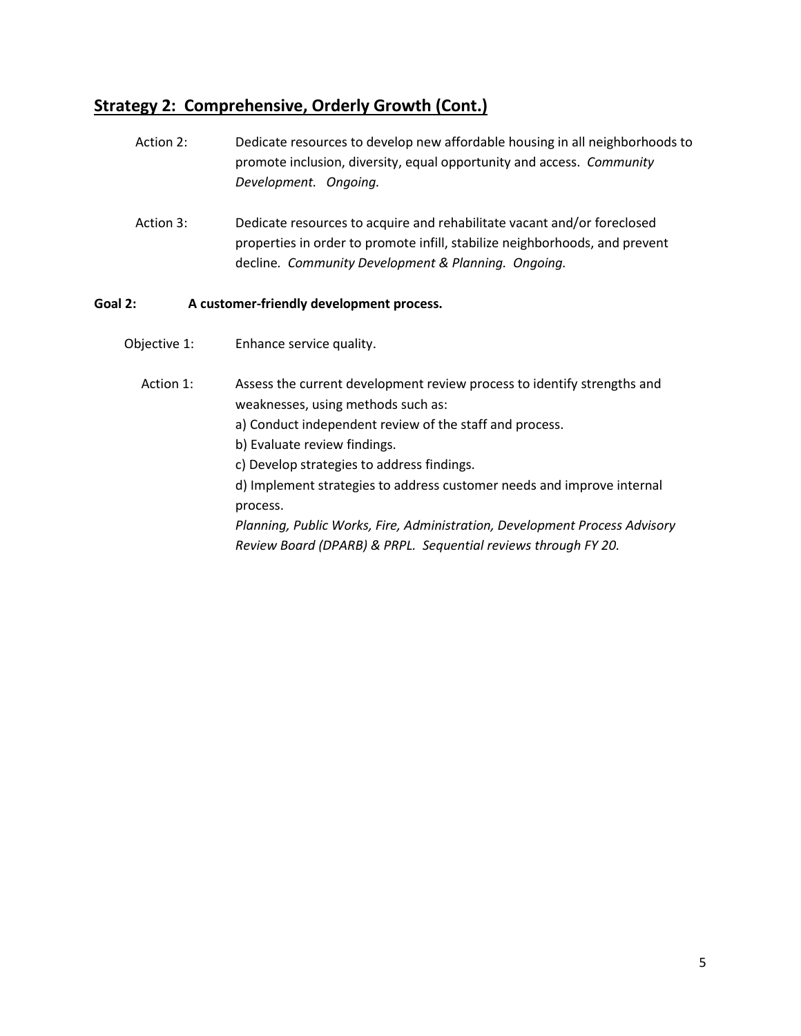## Strategy 2: Comprehensive, Orderly Growth (Cont.)

Action 2: Dedicate resources to develop new affordable housing in all neighborhoods to promote inclusion, diversity, equal opportunity and access. *Community Development. Ongoing.*

Action 3: Dedicate resources to acquire and rehabilitate vacant and/or foreclosed properties in order to promote infill, stabilize neighborhoods, and prevent decline. *Community Development & Planning. Ongoing.*

**Goal 2: A customer-friendly development process.**

Objective 1: Enhance service quality.

Action 1: Assess the current development review process to identify strengths and weaknesses, using methods such as:

a) Conduct independent review of the staff and process.
b) Evaluate review findings.
c) Develop strategies to address findings.
d) Implement strategies to address customer needs and improve internal process.

*Planning, Public Works, Fire, Administration, Development Process Advisory Review Board (DPARB) & PRPL. Sequential reviews through FY 20.*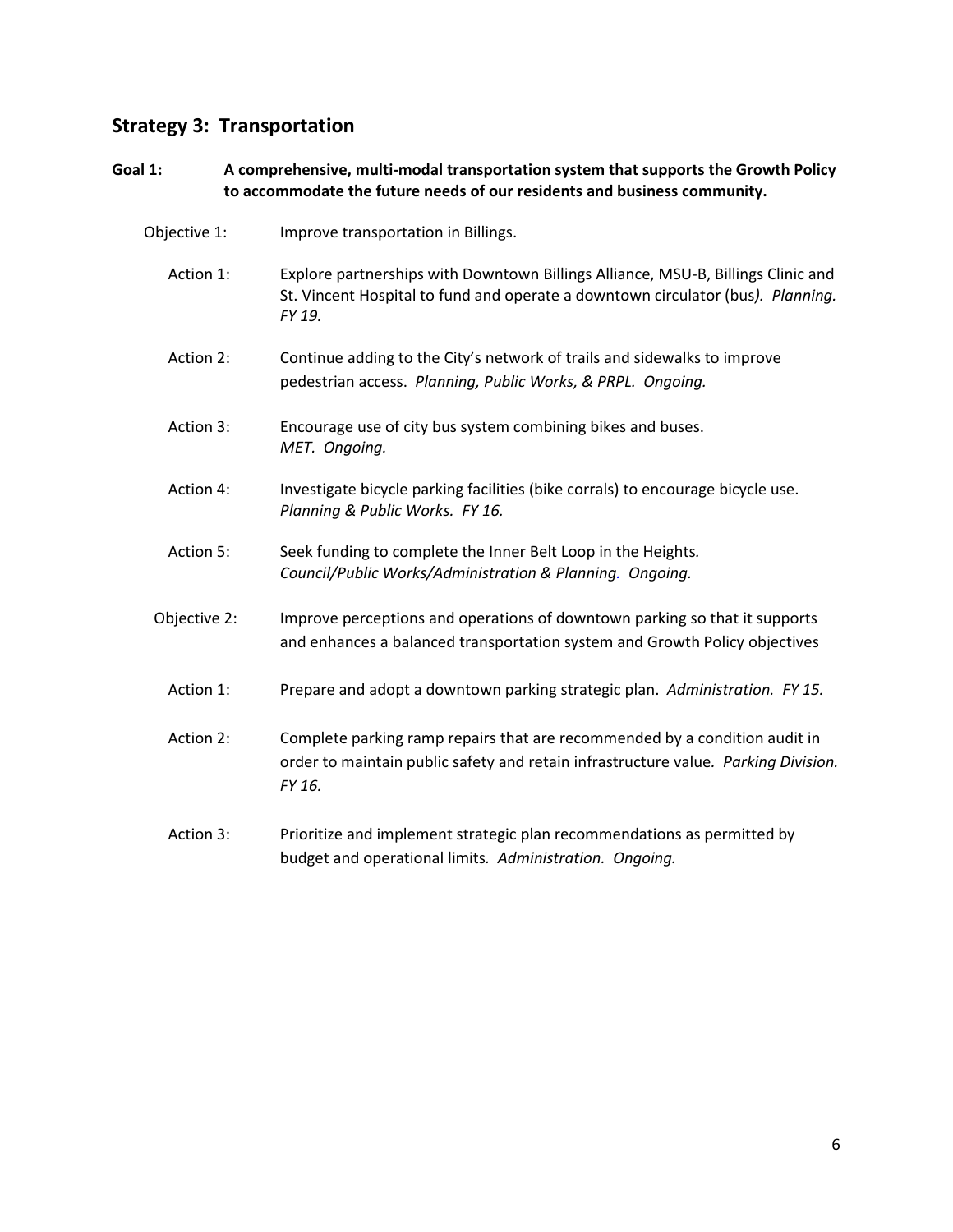## Strategy 3: Transportation

**Goal 1: A comprehensive, multi-modal transportation system that supports the Growth Policy to accommodate the future needs of our residents and business community.**

Objective 1: Improve transportation in Billings.

Action 1: Explore partnerships with Downtown Billings Alliance, MSU-B, Billings Clinic and St. Vincent Hospital to fund and operate a downtown circulator (bus*). Planning. FY 19.*

Action 2: Continue adding to the City's network of trails and sidewalks to improve pedestrian access. *Planning, Public Works, & PRPL. Ongoing.*

Action 3: Encourage use of city bus system combining bikes and buses. *MET. Ongoing.*

Action 4: Investigate bicycle parking facilities (bike corrals) to encourage bicycle use. *Planning & Public Works. FY 16.*

Action 5: Seek funding to complete the Inner Belt Loop in the Heights*. Council/Public Works/Administration & Planning. Ongoing.*

Objective 2: Improve perceptions and operations of downtown parking so that it supports and enhances a balanced transportation system and Growth Policy objectives

Action 1: Prepare and adopt a downtown parking strategic plan. *Administration. FY 15.*

Action 2: Complete parking ramp repairs that are recommended by a condition audit in order to maintain public safety and retain infrastructure value*. Parking Division. FY 16.*

Action 3: Prioritize and implement strategic plan recommendations as permitted by budget and operational limits*. Administration. Ongoing.*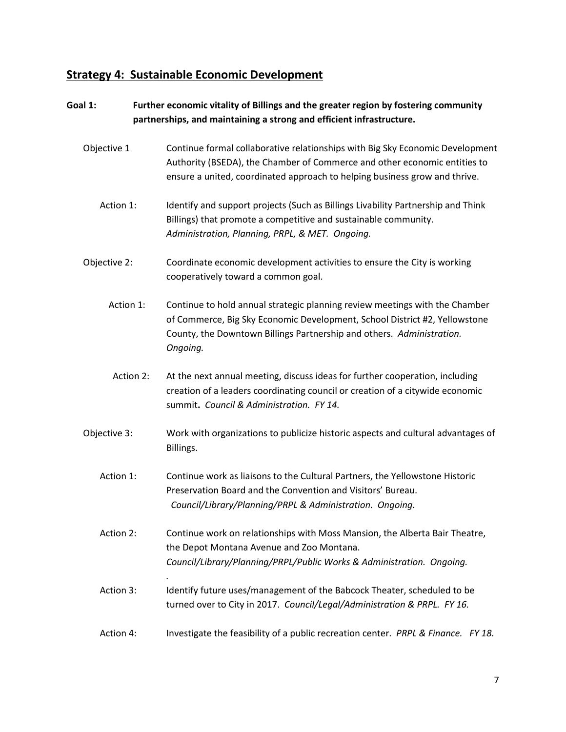## Strategy 4: Sustainable Economic Development

**Goal 1: Further economic vitality of Billings and the greater region by fostering community partnerships, and maintaining a strong and efficient infrastructure.**

Objective 1 Continue formal collaborative relationships with Big Sky Economic Development Authority (BSEDA), the Chamber of Commerce and other economic entities to ensure a united, coordinated approach to helping business grow and thrive.

Action 1: Identify and support projects (Such as Billings Livability Partnership and Think Billings) that promote a competitive and sustainable community. *Administration, Planning, PRPL, & MET. Ongoing.*

Objective 2: Coordinate economic development activities to ensure the City is working cooperatively toward a common goal.

Action 1: Continue to hold annual strategic planning review meetings with the Chamber of Commerce, Big Sky Economic Development, School District #2, Yellowstone County, the Downtown Billings Partnership and others. *Administration. Ongoing.*

Action 2: At the next annual meeting, discuss ideas for further cooperation, including creation of a leaders coordinating council or creation of a citywide economic summit**.** *Council & Administration. FY 14.*

Objective 3: Work with organizations to publicize historic aspects and cultural advantages of Billings.

Action 1: Continue work as liaisons to the Cultural Partners, the Yellowstone Historic Preservation Board and the Convention and Visitors' Bureau. *Council/Library/Planning/PRPL & Administration. Ongoing.*

Action 2: Continue work on relationships with Moss Mansion, the Alberta Bair Theatre, the Depot Montana Avenue and Zoo Montana. *Council/Library/Planning/PRPL/Public Works & Administration. Ongoing.*

Action 3: Identify future uses/management of the Babcock Theater, scheduled to be turned over to City in 2017. *Council/Legal/Administration & PRPL. FY 16.*

Action 4: Investigate the feasibility of a public recreation center. *PRPL & Finance. FY 18.*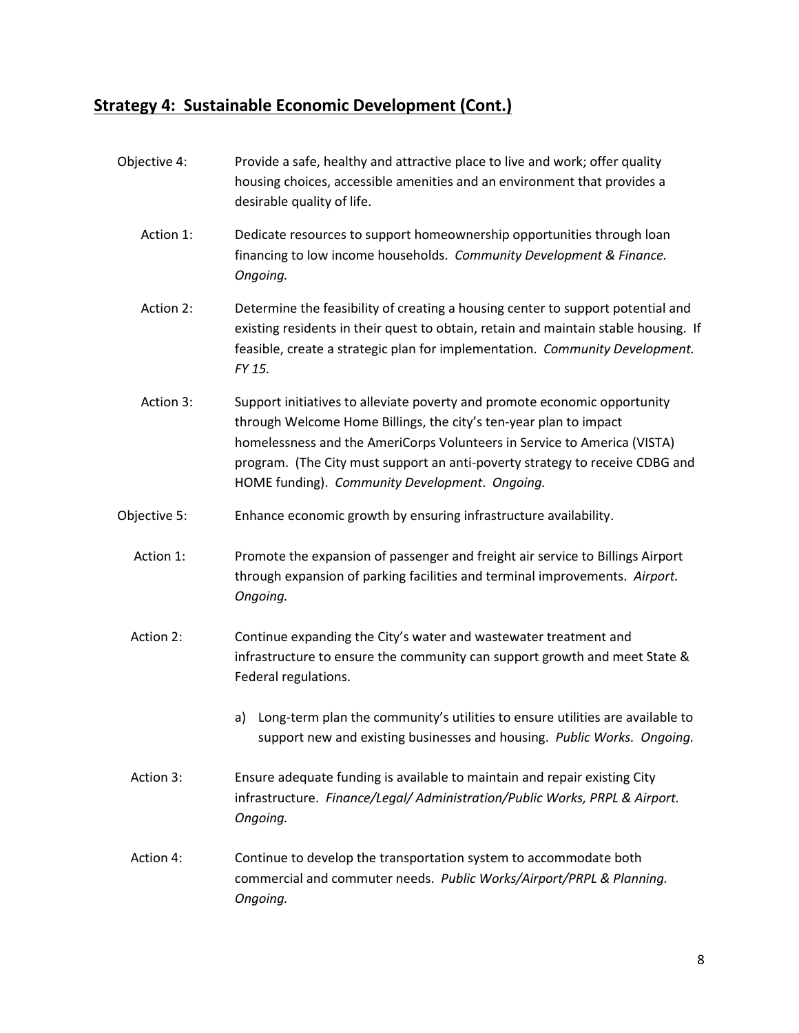## Strategy 4: Sustainable Economic Development (Cont.)

Objective 4: Provide a safe, healthy and attractive place to live and work; offer quality housing choices, accessible amenities and an environment that provides a desirable quality of life.

Action 1: Dedicate resources to support homeownership opportunities through loan financing to low income households. *Community Development & Finance. Ongoing.*

Action 2: Determine the feasibility of creating a housing center to support potential and existing residents in their quest to obtain, retain and maintain stable housing. If feasible, create a strategic plan for implementation. *Community Development. FY 15.*

Action 3: Support initiatives to alleviate poverty and promote economic opportunity through Welcome Home Billings, the city's ten-year plan to impact homelessness and the AmeriCorps Volunteers in Service to America (VISTA) program. (The City must support an anti-poverty strategy to receive CDBG and HOME funding). *Community Development*. *Ongoing.*

Objective 5: Enhance economic growth by ensuring infrastructure availability.

Action 1: Promote the expansion of passenger and freight air service to Billings Airport through expansion of parking facilities and terminal improvements. *Airport. Ongoing.*

Action 2: Continue expanding the City's water and wastewater treatment and infrastructure to ensure the community can support growth and meet State & Federal regulations.

a) Long-term plan the community's utilities to ensure utilities are available to support new and existing businesses and housing. *Public Works. Ongoing.*

Action 3: Ensure adequate funding is available to maintain and repair existing City infrastructure. *Finance/Legal/ Administration/Public Works, PRPL & Airport. Ongoing.*

Action 4: Continue to develop the transportation system to accommodate both commercial and commuter needs. *Public Works/Airport/PRPL & Planning. Ongoing.*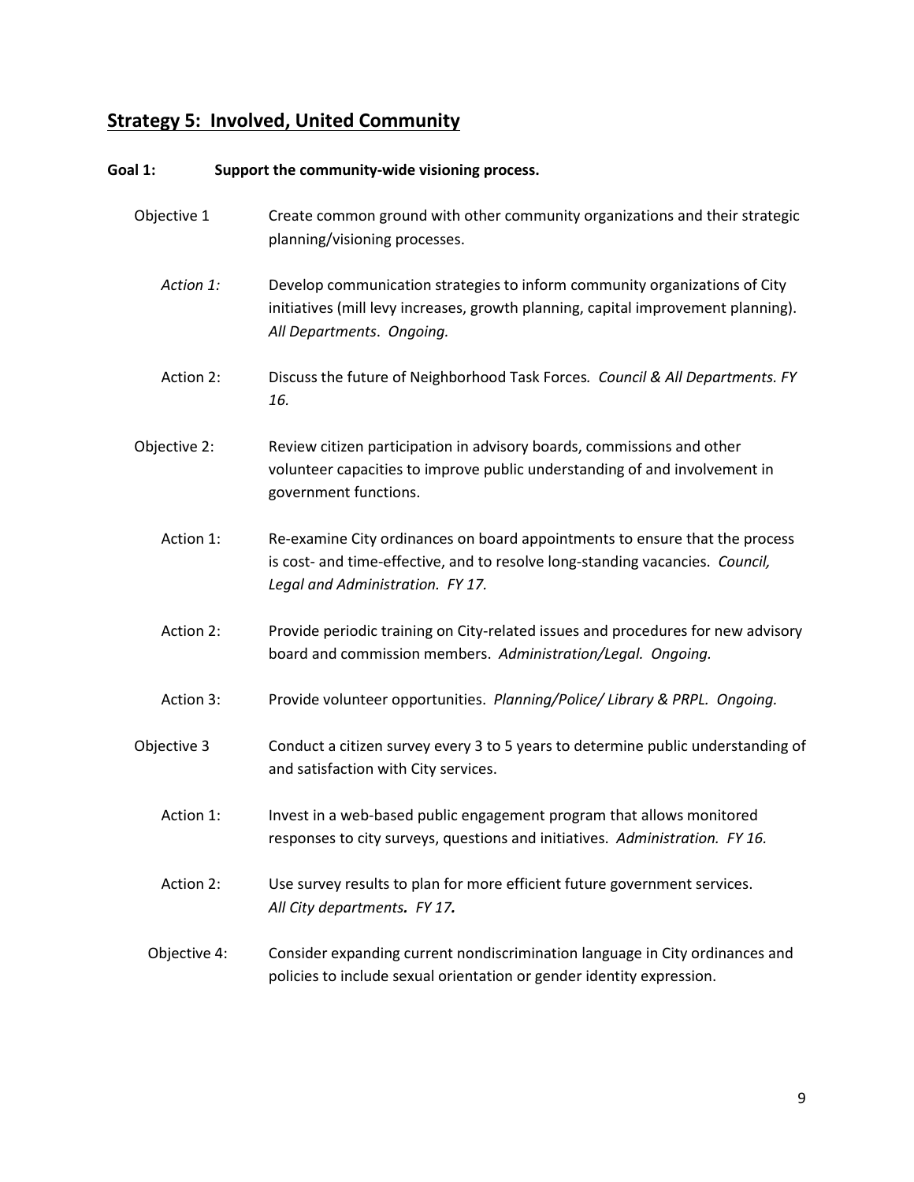## Strategy 5: Involved, United Community

**Goal 1: Support the community-wide visioning process.**

Objective 1 Create common ground with other community organizations and their strategic planning/visioning processes.

*Action 1:* Develop communication strategies to inform community organizations of City initiatives (mill levy increases, growth planning, capital improvement planning). *All Departments. Ongoing.*

Action 2: Discuss the future of Neighborhood Task Forces. *Council & All Departments. FY 16.*

Objective 2: Review citizen participation in advisory boards, commissions and other volunteer capacities to improve public understanding of and involvement in government functions.

Action 1: Re-examine City ordinances on board appointments to ensure that the process is cost- and time-effective, and to resolve long-standing vacancies. *Council, Legal and Administration. FY 17.*

Action 2: Provide periodic training on City-related issues and procedures for new advisory board and commission members. *Administration/Legal. Ongoing.*

Action 3: Provide volunteer opportunities. *Planning/Police/ Library & PRPL. Ongoing.*

Objective 3 Conduct a citizen survey every 3 to 5 years to determine public understanding of and satisfaction with City services.

Action 1: Invest in a web-based public engagement program that allows monitored responses to city surveys, questions and initiatives. *Administration. FY 16.*

Action 2: Use survey results to plan for more efficient future government services. *All City departments. FY 17.*

Objective 4: Consider expanding current nondiscrimination language in City ordinances and policies to include sexual orientation or gender identity expression.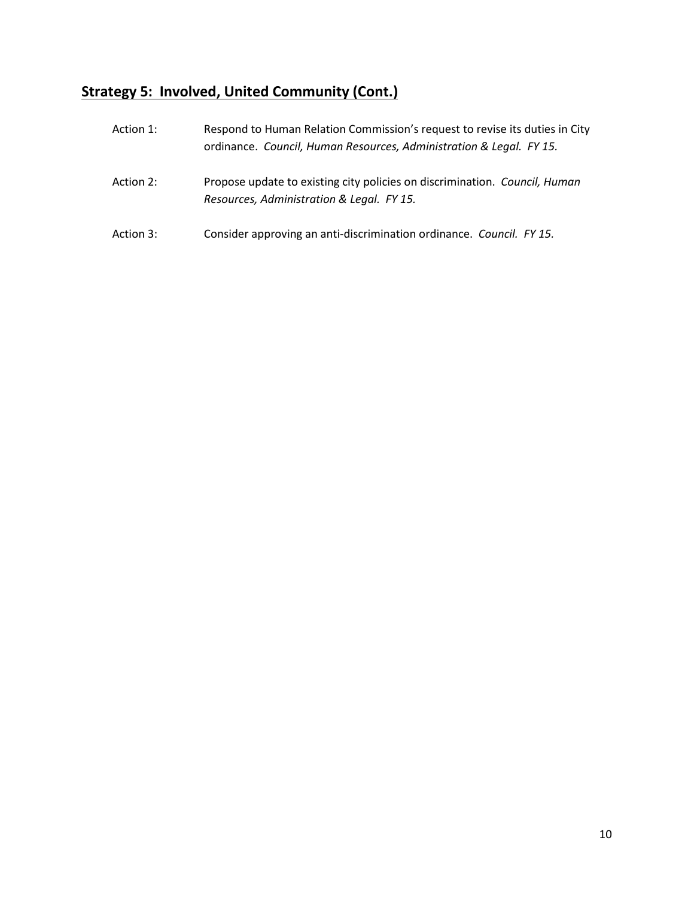## **Strategy 5: Involved, United Community (Cont.)**

Action 1: Respond to Human Relation Commission's request to revise its duties in City ordinance. *Council, Human Resources, Administration & Legal. FY 15.*

Action 2: Propose update to existing city policies on discrimination. *Council, Human Resources, Administration & Legal. FY 15.*

Action 3: Consider approving an anti-discrimination ordinance. *Council. FY 15.*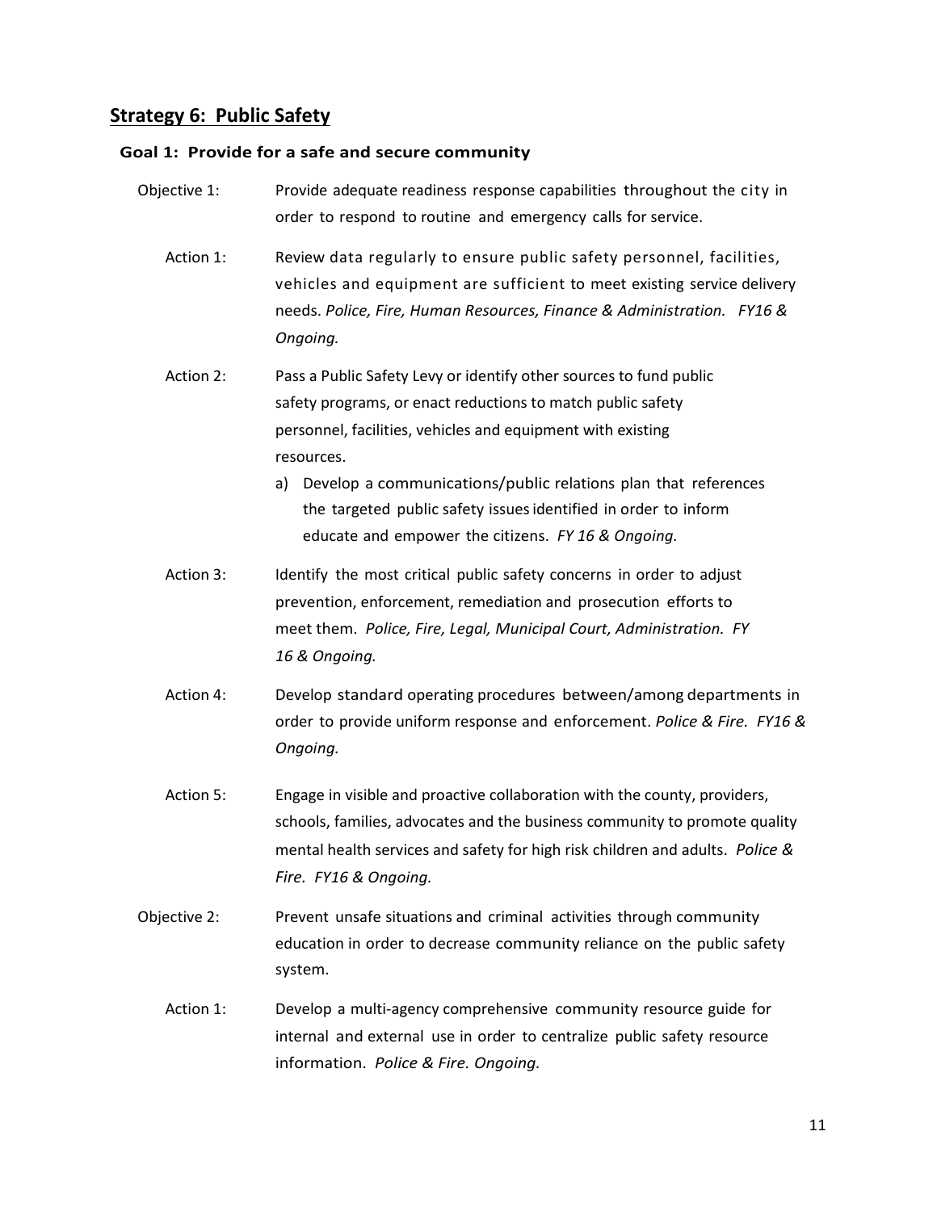## Strategy 6: Public Safety

### Goal 1: Provide for a safe and secure community

Objective 1: Provide adequate readiness response capabilities throughout the city in order to respond to routine and emergency calls for service.

Action 1: Review data regularly to ensure public safety personnel, facilities, vehicles and equipment are sufficient to meet existing service delivery needs. *Police, Fire, Human Resources, Finance & Administration. FY16 & Ongoing.*

Action 2: Pass a Public Safety Levy or identify other sources to fund public safety programs, or enact reductions to match public safety personnel, facilities, vehicles and equipment with existing resources.

a) Develop a communications/public relations plan that references the targeted public safety issues identified in order to inform educate and empower the citizens. *FY 16 & Ongoing.*

Action 3: Identify the most critical public safety concerns in order to adjust prevention, enforcement, remediation and prosecution efforts to meet them. *Police, Fire, Legal, Municipal Court, Administration. FY 16 & Ongoing.*

Action 4: Develop standard operating procedures between/among departments in order to provide uniform response and enforcement. *Police & Fire. FY16 & Ongoing.*

Action 5: Engage in visible and proactive collaboration with the county, providers, schools, families, advocates and the business community to promote quality mental health services and safety for high risk children and adults. *Police & Fire. FY16 & Ongoing.*

Objective 2: Prevent unsafe situations and criminal activities through community education in order to decrease community reliance on the public safety system.

Action 1: Develop a multi-agency comprehensive community resource guide for internal and external use in order to centralize public safety resource information. *Police & Fire. Ongoing.*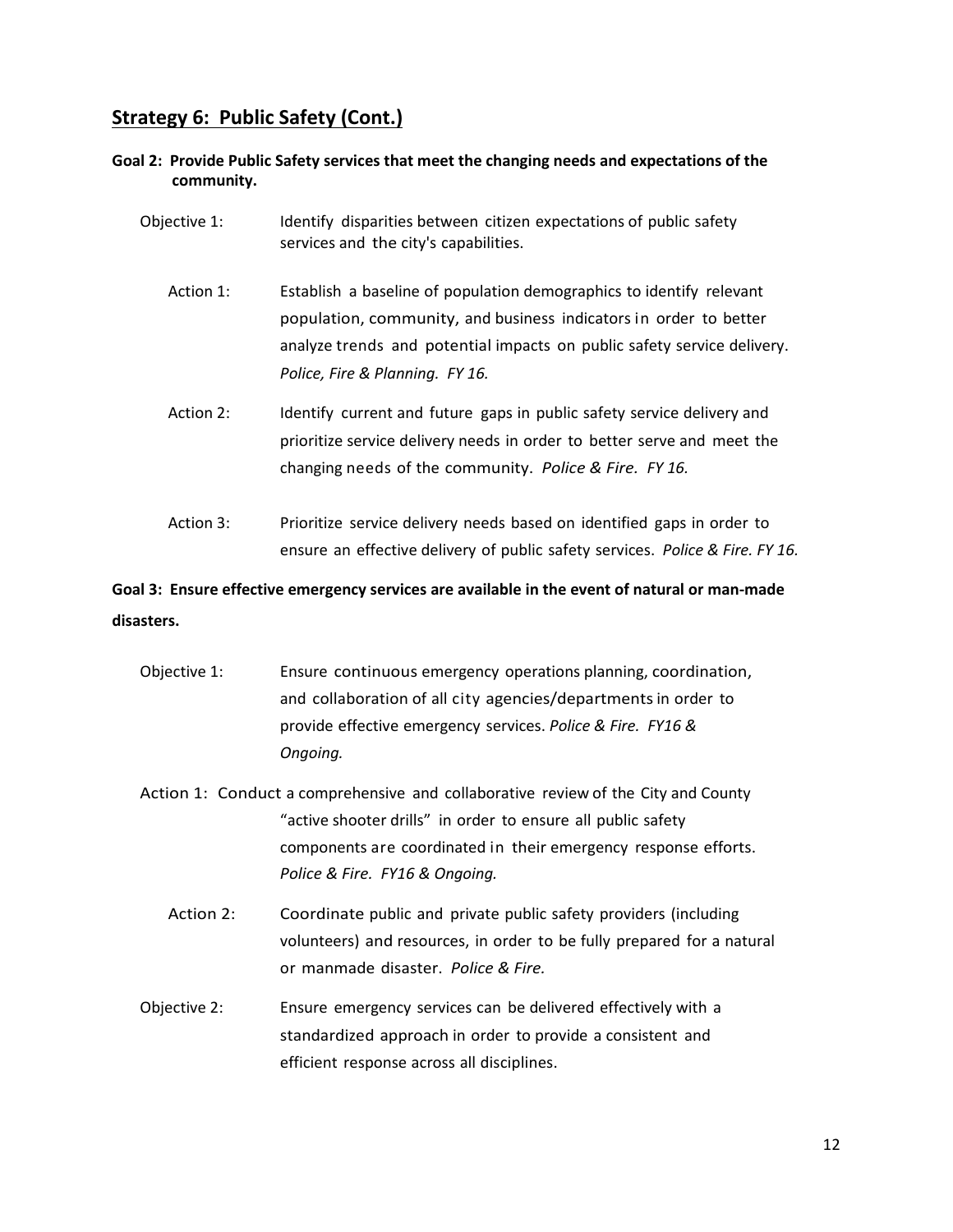## Strategy 6: Public Safety (Cont.)

**Goal 2: Provide Public Safety services that meet the changing needs and expectations of the community.**

Objective 1: Identify disparities between citizen expectations of public safety services and the city's capabilities.

Action 1: Establish a baseline of population demographics to identify relevant population, community, and business indicators in order to better analyze trends and potential impacts on public safety service delivery. *Police, Fire & Planning. FY 16.*

Action 2: Identify current and future gaps in public safety service delivery and prioritize service delivery needs in order to better serve and meet the changing needs of the community. *Police & Fire. FY 16.*

Action 3: Prioritize service delivery needs based on identified gaps in order to ensure an effective delivery of public safety services. *Police & Fire. FY 16.*

**Goal 3: Ensure effective emergency services are available in the event of natural or man-made disasters.**

Objective 1: Ensure continuous emergency operations planning, coordination, and collaboration of all city agencies/departments in order to provide effective emergency services. *Police & Fire. FY16 & Ongoing.*

Action 1: Conduct a comprehensive and collaborative review of the City and County "active shooter drills" in order to ensure all public safety components are coordinated in their emergency response efforts. *Police & Fire. FY16 & Ongoing.*

Action 2: Coordinate public and private public safety providers (including volunteers) and resources, in order to be fully prepared for a natural or manmade disaster. *Police & Fire.*

Objective 2: Ensure emergency services can be delivered effectively with a standardized approach in order to provide a consistent and efficient response across all disciplines.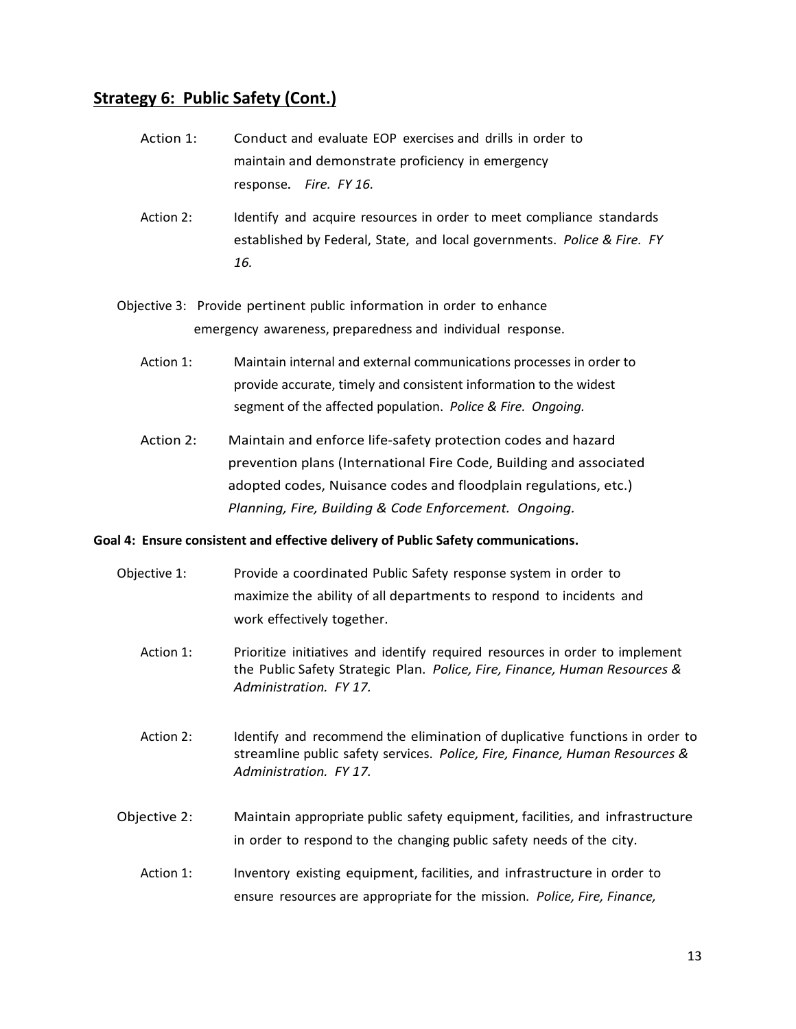## Strategy 6: Public Safety (Cont.)

Action 1: Conduct and evaluate EOP exercises and drills in order to maintain and demonstrate proficiency in emergency response. *Fire. FY 16.*

Action 2: Identify and acquire resources in order to meet compliance standards established by Federal, State, and local governments. *Police & Fire. FY 16.*

Objective 3: Provide pertinent public information in order to enhance emergency awareness, preparedness and individual response.

Action 1: Maintain internal and external communications processes in order to provide accurate, timely and consistent information to the widest segment of the affected population. *Police & Fire. Ongoing.*

Action 2: Maintain and enforce life-safety protection codes and hazard prevention plans (International Fire Code, Building and associated adopted codes, Nuisance codes and floodplain regulations, etc.) *Planning, Fire, Building & Code Enforcement. Ongoing.*

**Goal 4: Ensure consistent and effective delivery of Public Safety communications.**

Objective 1: Provide a coordinated Public Safety response system in order to maximize the ability of all departments to respond to incidents and work effectively together.

Action 1: Prioritize initiatives and identify required resources in order to implement the Public Safety Strategic Plan. *Police, Fire, Finance, Human Resources & Administration. FY 17.*

Action 2: Identify and recommend the elimination of duplicative functions in order to streamline public safety services. *Police, Fire, Finance, Human Resources & Administration. FY 17.*

Objective 2: Maintain appropriate public safety equipment, facilities, and infrastructure in order to respond to the changing public safety needs of the city.

Action 1: Inventory existing equipment, facilities, and infrastructure in order to ensure resources are appropriate for the mission. *Police, Fire, Finance,*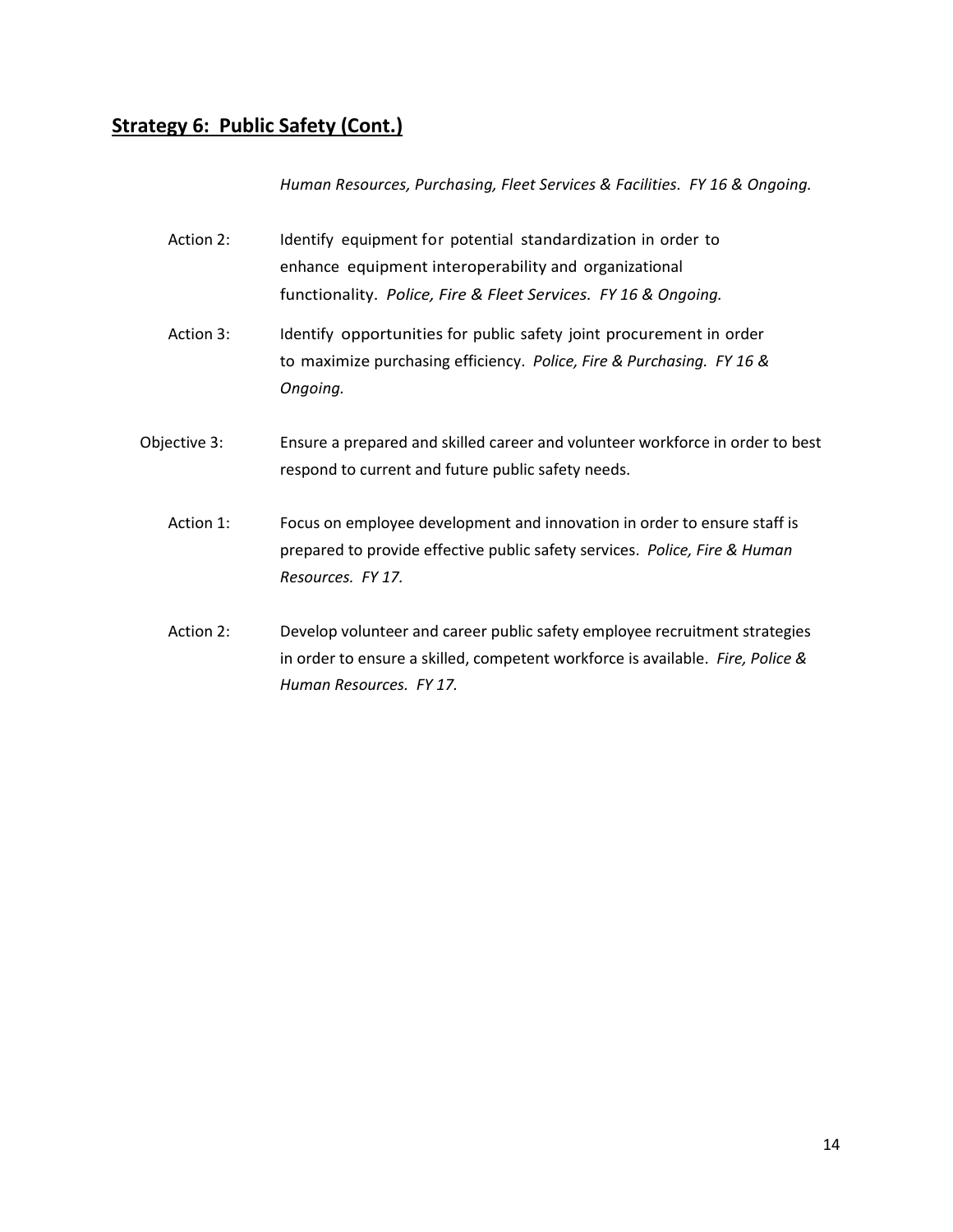## Strategy 6: Public Safety (Cont.)

*Human Resources, Purchasing, Fleet Services & Facilities. FY 16 & Ongoing.*

Action 2: Identify equipment for potential standardization in order to enhance equipment interoperability and organizational functionality. *Police, Fire & Fleet Services. FY 16 & Ongoing.*

Action 3: Identify opportunities for public safety joint procurement in order to maximize purchasing efficiency. *Police, Fire & Purchasing. FY 16 & Ongoing.*

Objective 3: Ensure a prepared and skilled career and volunteer workforce in order to best respond to current and future public safety needs.

Action 1: Focus on employee development and innovation in order to ensure staff is prepared to provide effective public safety services. *Police, Fire & Human Resources. FY 17.*

Action 2: Develop volunteer and career public safety employee recruitment strategies in order to ensure a skilled, competent workforce is available. *Fire, Police & Human Resources. FY 17.*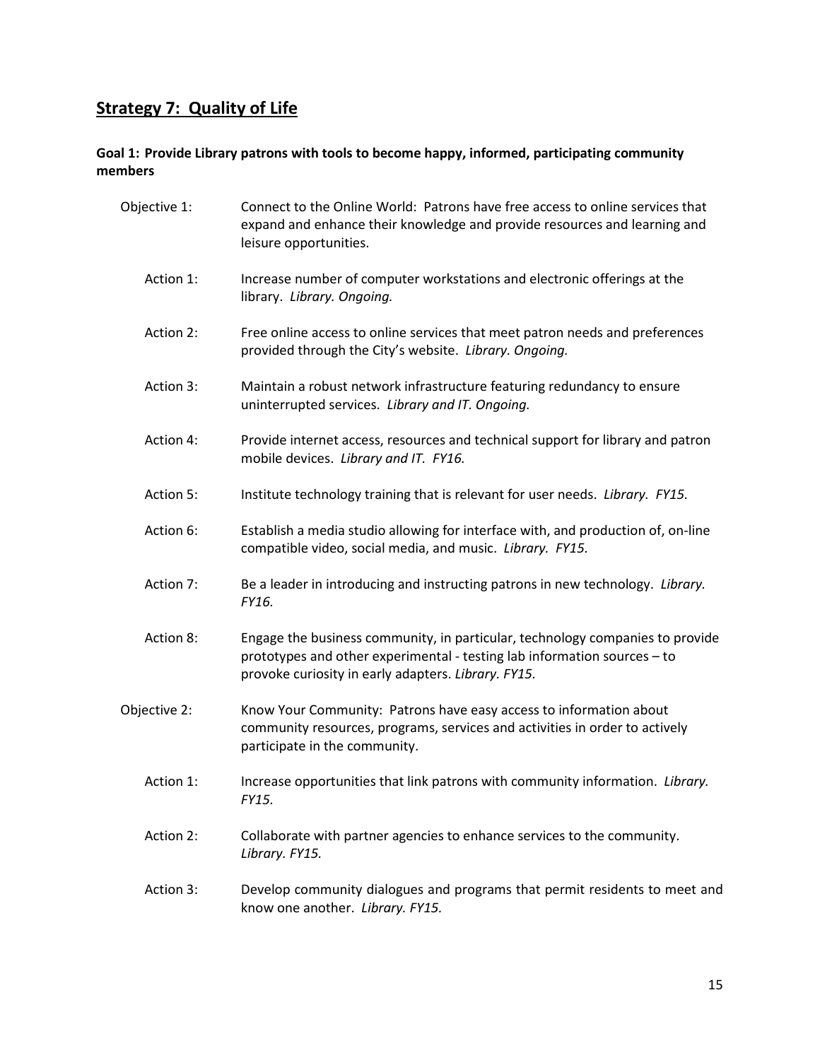## Strategy 7: Quality of Life

**Goal 1: Provide Library patrons with tools to become happy, informed, participating community members**

Objective 1: Connect to the Online World: Patrons have free access to online services that expand and enhance their knowledge and provide resources and learning and leisure opportunities.

Action 1: Increase number of computer workstations and electronic offerings at the library. *Library. Ongoing.*

Action 2: Free online access to online services that meet patron needs and preferences provided through the City's website. *Library. Ongoing.*

Action 3: Maintain a robust network infrastructure featuring redundancy to ensure uninterrupted services. *Library and IT. Ongoing.*

Action 4: Provide internet access, resources and technical support for library and patron mobile devices. *Library and IT. FY16.*

Action 5: Institute technology training that is relevant for user needs. *Library. FY15.*

Action 6: Establish a media studio allowing for interface with, and production of, on-line compatible video, social media, and music. *Library. FY15.*

Action 7: Be a leader in introducing and instructing patrons in new technology. *Library. FY16.*

Action 8: Engage the business community, in particular, technology companies to provide prototypes and other experimental - testing lab information sources – to provoke curiosity in early adapters. *Library. FY15.*

Objective 2: Know Your Community: Patrons have easy access to information about community resources, programs, services and activities in order to actively participate in the community.

Action 1: Increase opportunities that link patrons with community information. *Library. FY15.*

Action 2: Collaborate with partner agencies to enhance services to the community. *Library. FY15.*

Action 3: Develop community dialogues and programs that permit residents to meet and know one another. *Library. FY15.*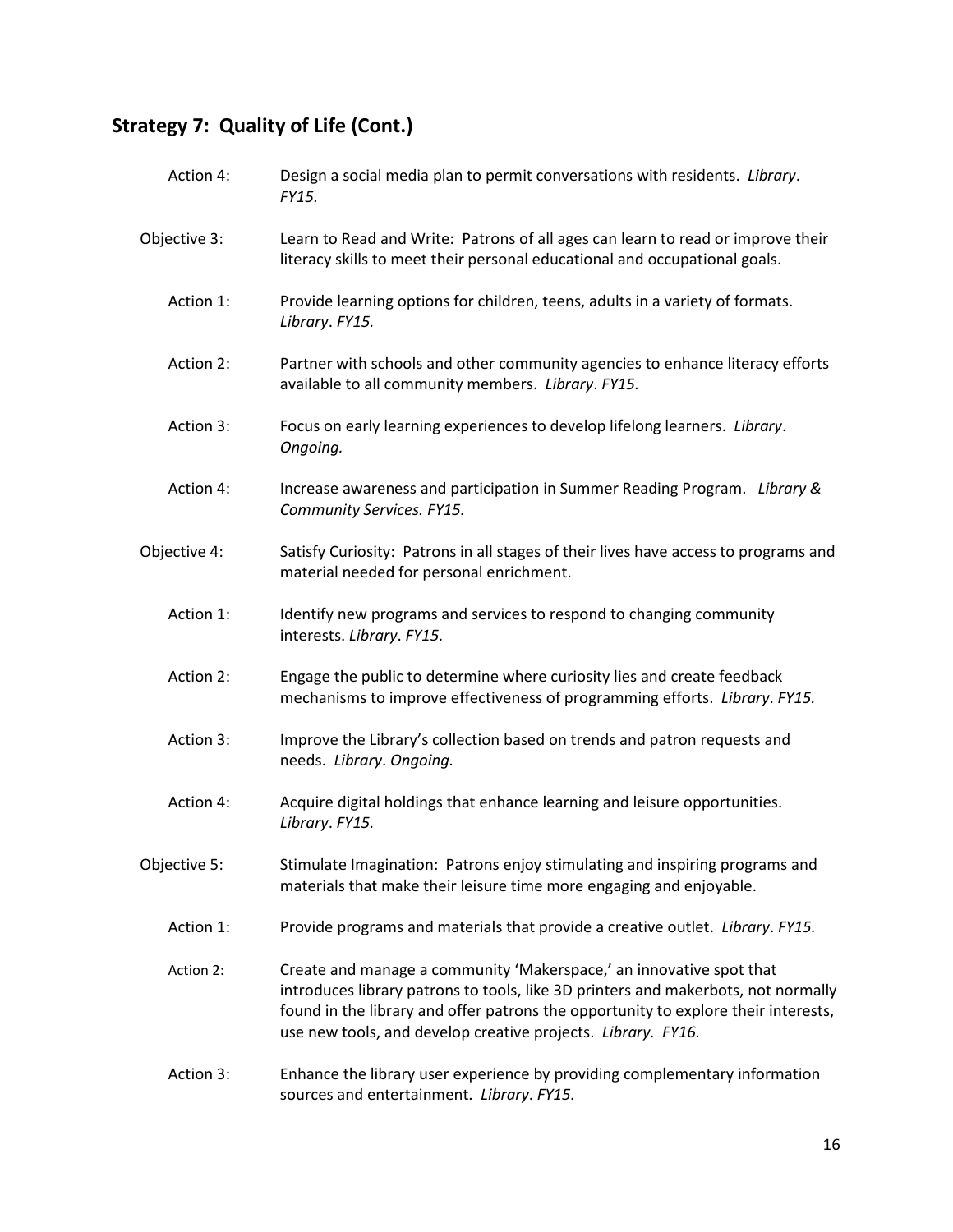## **Strategy 7: Quality of Life (Cont.)**

Action 4: Design a social media plan to permit conversations with residents. *Library*. *FY15.*

Objective 3: Learn to Read and Write: Patrons of all ages can learn to read or improve their literacy skills to meet their personal educational and occupational goals.

Action 1: Provide learning options for children, teens, adults in a variety of formats. *Library*. *FY15.*

Action 2: Partner with schools and other community agencies to enhance literacy efforts available to all community members. *Library*. *FY15.*

Action 3: Focus on early learning experiences to develop lifelong learners. *Library*. *Ongoing.*

Action 4: Increase awareness and participation in Summer Reading Program. *Library & Community Services. FY15.*

Objective 4: Satisfy Curiosity: Patrons in all stages of their lives have access to programs and material needed for personal enrichment.

Action 1: Identify new programs and services to respond to changing community interests. *Library*. *FY15.*

Action 2: Engage the public to determine where curiosity lies and create feedback mechanisms to improve effectiveness of programming efforts. *Library*. *FY15.*

Action 3: Improve the Library's collection based on trends and patron requests and needs. *Library*. *Ongoing.*

Action 4: Acquire digital holdings that enhance learning and leisure opportunities. *Library*. *FY15.*

Objective 5: Stimulate Imagination: Patrons enjoy stimulating and inspiring programs and materials that make their leisure time more engaging and enjoyable.

Action 1: Provide programs and materials that provide a creative outlet. *Library*. *FY15.*

Action 2: Create and manage a community 'Makerspace,' an innovative spot that introduces library patrons to tools, like 3D printers and makerbots, not normally found in the library and offer patrons the opportunity to explore their interests, use new tools, and develop creative projects. *Library. FY16.*

Action 3: Enhance the library user experience by providing complementary information sources and entertainment. *Library*. *FY15.*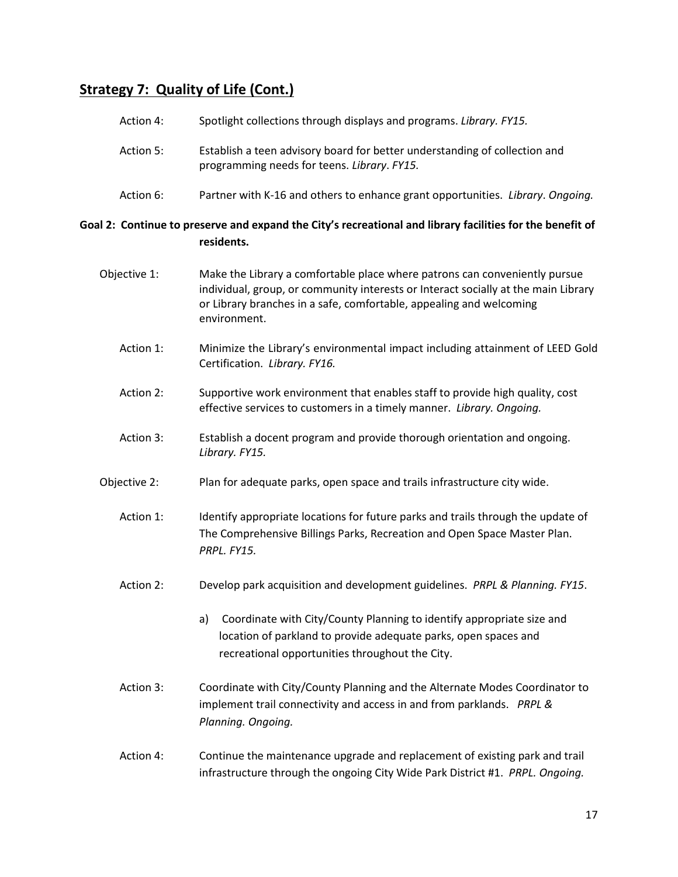## **Strategy 7: Quality of Life (Cont.)**

Action 4: Spotlight collections through displays and programs. *Library. FY15.*

Action 5: Establish a teen advisory board for better understanding of collection and programming needs for teens. *Library*. *FY15.*

Action 6: Partner with K-16 and others to enhance grant opportunities. *Library*. *Ongoing.*

**Goal 2: Continue to preserve and expand the City's recreational and library facilities for the benefit of residents.**

Objective 1: Make the Library a comfortable place where patrons can conveniently pursue individual, group, or community interests or Interact socially at the main Library or Library branches in a safe, comfortable, appealing and welcoming environment.

Action 1: Minimize the Library's environmental impact including attainment of LEED Gold Certification. *Library. FY16.*

Action 2: Supportive work environment that enables staff to provide high quality, cost effective services to customers in a timely manner. *Library. Ongoing.*

Action 3: Establish a docent program and provide thorough orientation and ongoing. *Library. FY15.*

Objective 2: Plan for adequate parks, open space and trails infrastructure city wide.

Action 1: Identify appropriate locations for future parks and trails through the update of The Comprehensive Billings Parks, Recreation and Open Space Master Plan. *PRPL. FY15.*

Action 2: Develop park acquisition and development guidelines. *PRPL & Planning. FY15*.

a) Coordinate with City/County Planning to identify appropriate size and location of parkland to provide adequate parks, open spaces and recreational opportunities throughout the City.

Action 3: Coordinate with City/County Planning and the Alternate Modes Coordinator to implement trail connectivity and access in and from parklands. *PRPL & Planning. Ongoing.*

Action 4: Continue the maintenance upgrade and replacement of existing park and trail infrastructure through the ongoing City Wide Park District #1. *PRPL. Ongoing.*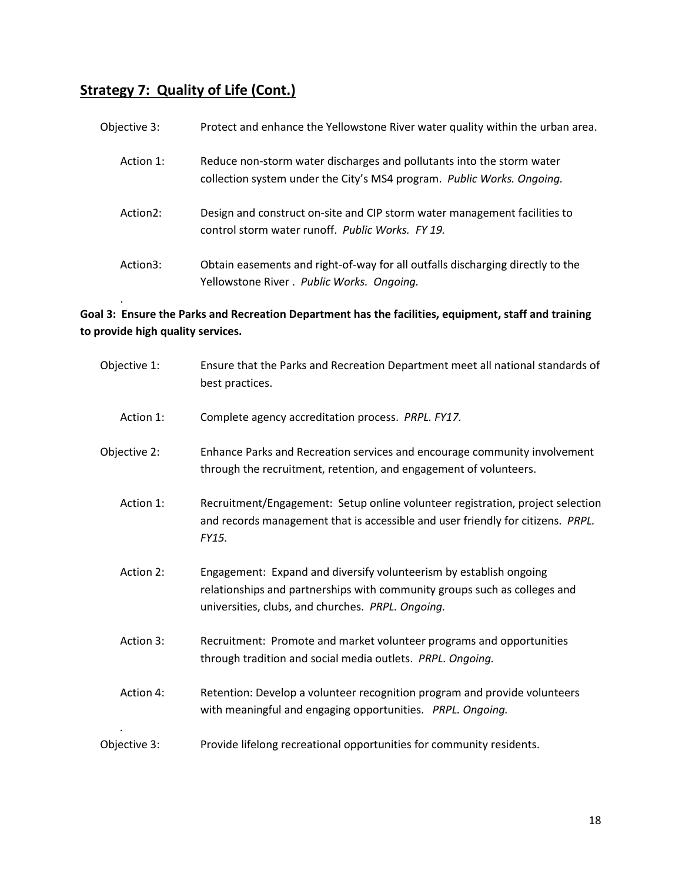## Strategy 7: Quality of Life (Cont.)

Objective 3: Protect and enhance the Yellowstone River water quality within the urban area.

Action 1: Reduce non-storm water discharges and pollutants into the storm water collection system under the City's MS4 program. *Public Works. Ongoing.*

Action2: Design and construct on-site and CIP storm water management facilities to control storm water runoff. *Public Works. FY 19.*

Action3: Obtain easements and right-of-way for all outfalls discharging directly to the Yellowstone River . *Public Works. Ongoing.*

.

**Goal 3: Ensure the Parks and Recreation Department has the facilities, equipment, staff and training to provide high quality services.**

Objective 1: Ensure that the Parks and Recreation Department meet all national standards of best practices.

Action 1: Complete agency accreditation process. *PRPL. FY17.*

Objective 2: Enhance Parks and Recreation services and encourage community involvement through the recruitment, retention, and engagement of volunteers.

Action 1: Recruitment/Engagement: Setup online volunteer registration, project selection and records management that is accessible and user friendly for citizens. *PRPL. FY15.*

Action 2: Engagement: Expand and diversify volunteerism by establish ongoing relationships and partnerships with community groups such as colleges and universities, clubs, and churches. *PRPL. Ongoing.*

Action 3: Recruitment: Promote and market volunteer programs and opportunities through tradition and social media outlets. *PRPL. Ongoing.*

Action 4: Retention: Develop a volunteer recognition program and provide volunteers with meaningful and engaging opportunities. *PRPL. Ongoing.*

.

Objective 3: Provide lifelong recreational opportunities for community residents.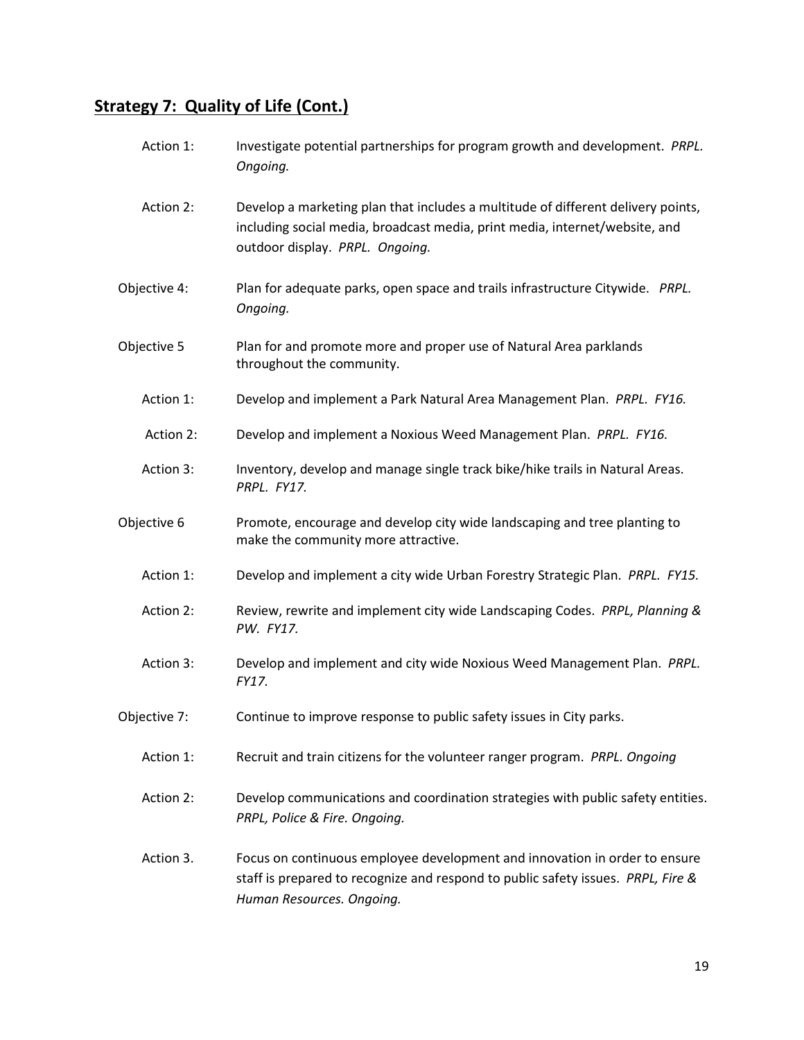## **Strategy 7: Quality of Life (Cont.)**

Action 1: Investigate potential partnerships for program growth and development. *PRPL. Ongoing.*

Action 2: Develop a marketing plan that includes a multitude of different delivery points, including social media, broadcast media, print media, internet/website, and outdoor display. *PRPL. Ongoing.*

Objective 4: Plan for adequate parks, open space and trails infrastructure Citywide. *PRPL. Ongoing.*

Objective 5 Plan for and promote more and proper use of Natural Area parklands throughout the community.

Action 1: Develop and implement a Park Natural Area Management Plan. *PRPL. FY16.*

Action 2: Develop and implement a Noxious Weed Management Plan. *PRPL. FY16.*

Action 3: Inventory, develop and manage single track bike/hike trails in Natural Areas. *PRPL. FY17.*

Objective 6 Promote, encourage and develop city wide landscaping and tree planting to make the community more attractive.

Action 1: Develop and implement a city wide Urban Forestry Strategic Plan. *PRPL. FY15.*

Action 2: Review, rewrite and implement city wide Landscaping Codes. *PRPL, Planning & PW. FY17.*

Action 3: Develop and implement and city wide Noxious Weed Management Plan. *PRPL. FY17.*

Objective 7: Continue to improve response to public safety issues in City parks.

Action 1: Recruit and train citizens for the volunteer ranger program. *PRPL. Ongoing*

Action 2: Develop communications and coordination strategies with public safety entities. *PRPL, Police & Fire. Ongoing.*

Action 3. Focus on continuous employee development and innovation in order to ensure staff is prepared to recognize and respond to public safety issues. *PRPL, Fire & Human Resources. Ongoing.*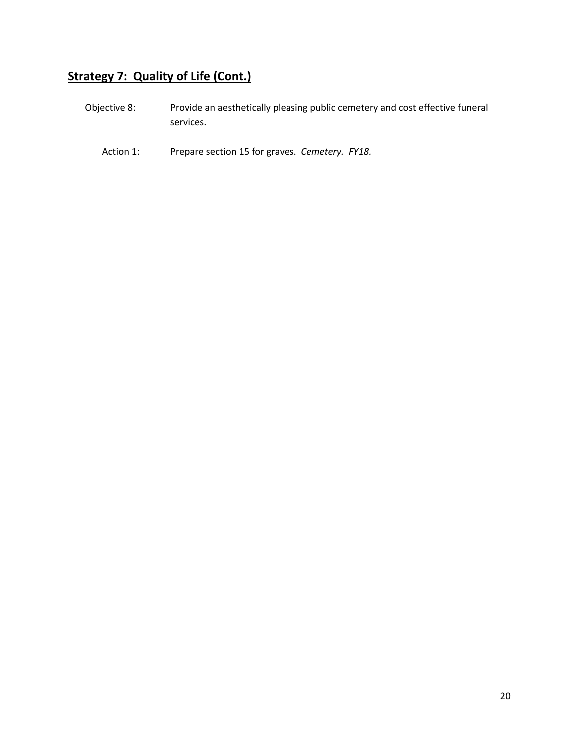## **Strategy 7: Quality of Life (Cont.)**

Objective 8: Provide an aesthetically pleasing public cemetery and cost effective funeral services.

Action 1: Prepare section 15 for graves. *Cemetery. FY18.*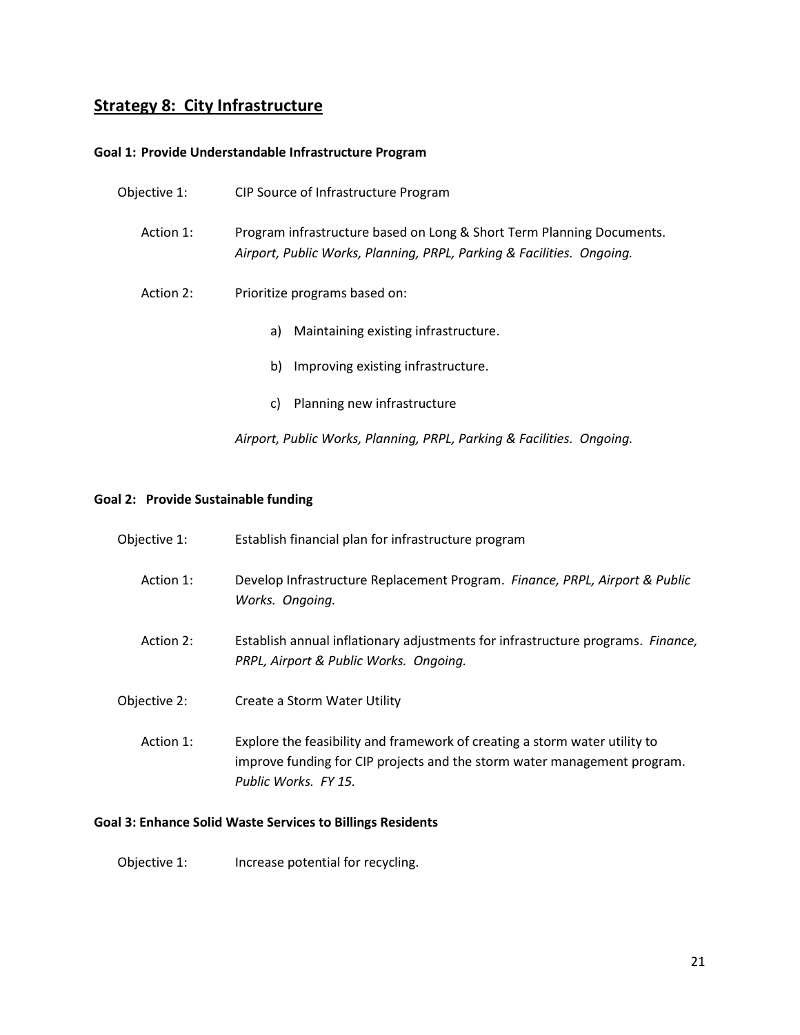## Strategy 8: City Infrastructure

**Goal 1: Provide Understandable Infrastructure Program**

Objective 1: CIP Source of Infrastructure Program

Action 1: Program infrastructure based on Long & Short Term Planning Documents. *Airport, Public Works, Planning, PRPL, Parking & Facilities. Ongoing.*

Action 2: Prioritize programs based on:

a) Maintaining existing infrastructure.

b) Improving existing infrastructure.

c) Planning new infrastructure

*Airport, Public Works, Planning, PRPL, Parking & Facilities. Ongoing.*

**Goal 2: Provide Sustainable funding**

Objective 1: Establish financial plan for infrastructure program

Action 1: Develop Infrastructure Replacement Program. *Finance, PRPL, Airport & Public Works. Ongoing.*

Action 2: Establish annual inflationary adjustments for infrastructure programs. *Finance, PRPL, Airport & Public Works. Ongoing.*

Objective 2: Create a Storm Water Utility

Action 1: Explore the feasibility and framework of creating a storm water utility to improve funding for CIP projects and the storm water management program. *Public Works. FY 15.*

**Goal 3: Enhance Solid Waste Services to Billings Residents**

Objective 1: Increase potential for recycling.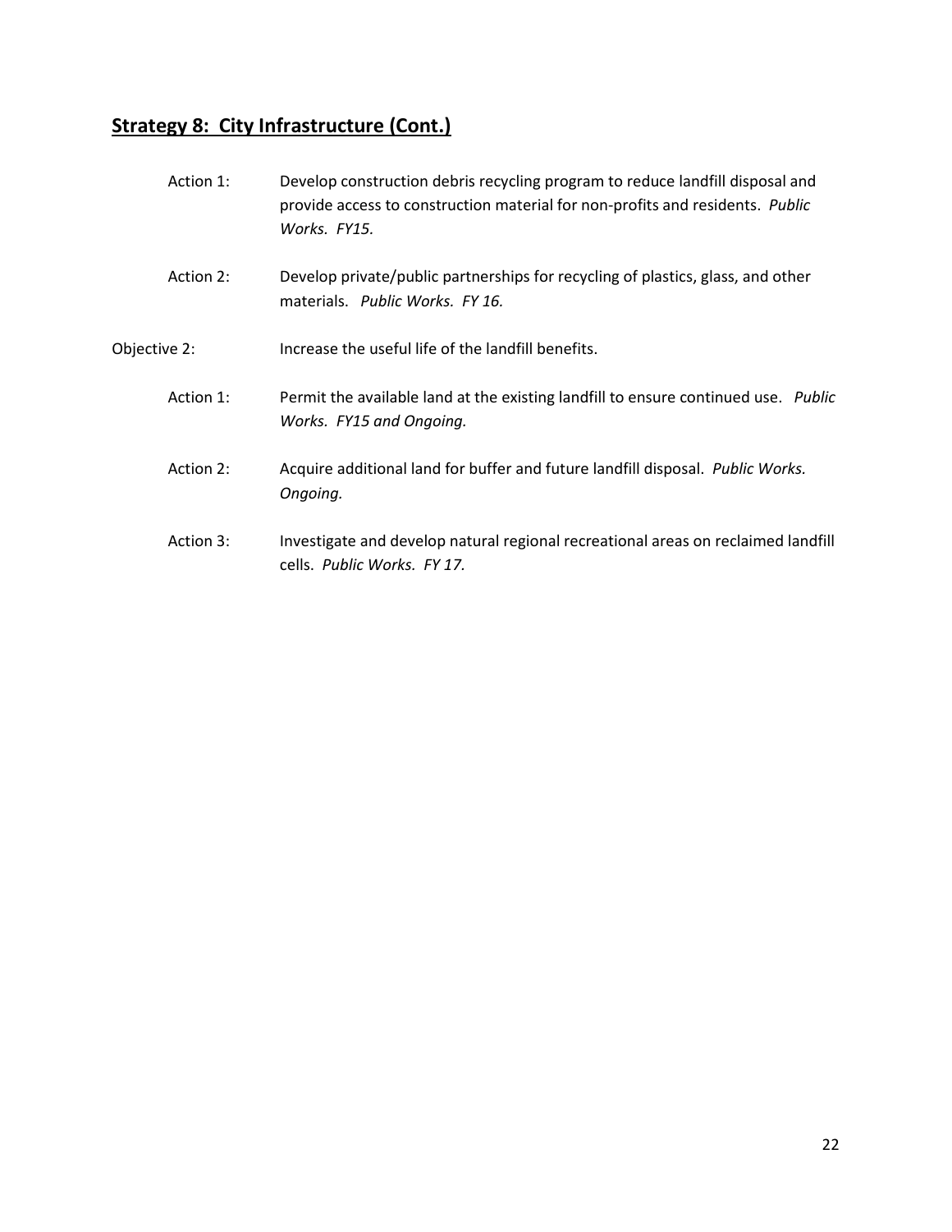## **Strategy 8: City Infrastructure (Cont.)**

Action 1: Develop construction debris recycling program to reduce landfill disposal and provide access to construction material for non-profits and residents. *Public Works. FY15.*

Action 2: Develop private/public partnerships for recycling of plastics, glass, and other materials. *Public Works. FY 16.*

Objective 2: Increase the useful life of the landfill benefits.

Action 1: Permit the available land at the existing landfill to ensure continued use. *Public Works. FY15 and Ongoing.*

Action 2: Acquire additional land for buffer and future landfill disposal. *Public Works. Ongoing.*

Action 3: Investigate and develop natural regional recreational areas on reclaimed landfill cells. *Public Works. FY 17.*